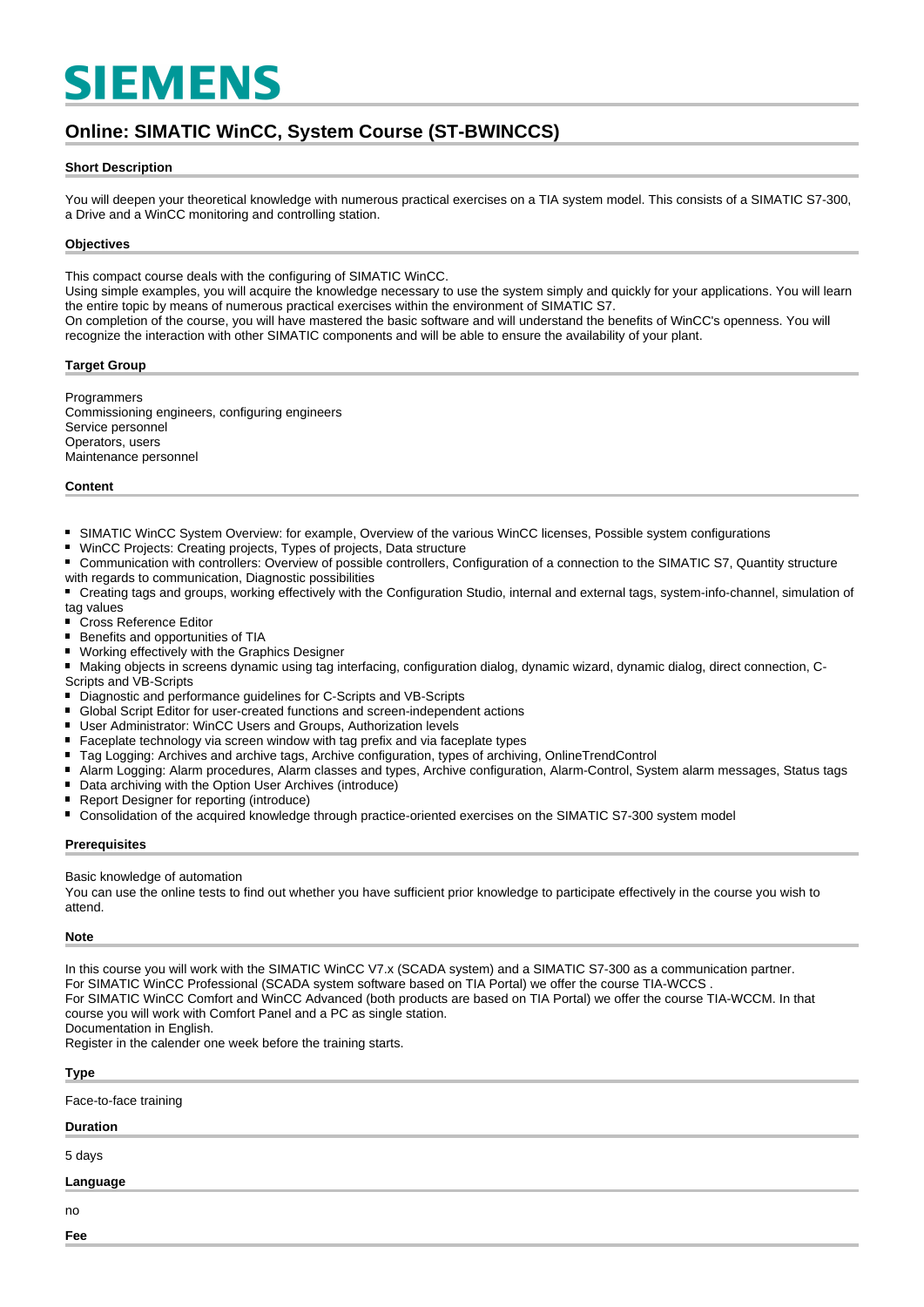# SIEMENS

## Online: SIMATIC WinCC, System Course (ST-BWINCCS)

### Short Description

You will deepen your theoretical knowledge with numerous practical exercises on a TIA system model. This consists of a SIMATIC S7-300, a Drive and a WinCC monitoring and controlling station.

### Objectives

This compact course deals with the configuring of SIMATIC WinCC.
Using simple examples, you will acquire the knowledge necessary to use the system simply and quickly for your applications. You will learn the entire topic by means of numerous practical exercises within the environment of SIMATIC S7.
On completion of the course, you will have mastered the basic software and will understand the benefits of WinCC's openness. You will recognize the interaction with other SIMATIC components and will be able to ensure the availability of your plant.

### Target Group

Programmers
Commissioning engineers, configuring engineers
Service personnel
Operators, users
Maintenance personnel

### Content

- SIMATIC WinCC System Overview: for example, Overview of the various WinCC licenses, Possible system configurations
- WinCC Projects: Creating projects, Types of projects, Data structure
- Communication with controllers: Overview of possible controllers, Configuration of a connection to the SIMATIC S7, Quantity structure with regards to communication, Diagnostic possibilities
- Creating tags and groups, working effectively with the Configuration Studio, internal and external tags, system-info-channel, simulation of tag values
- Cross Reference Editor
- Benefits and opportunities of TIA
- Working effectively with the Graphics Designer
- Making objects in screens dynamic using tag interfacing, configuration dialog, dynamic wizard, dynamic dialog, direct connection, C-Scripts and VB-Scripts
- Diagnostic and performance guidelines for C-Scripts and VB-Scripts
- Global Script Editor for user-created functions and screen-independent actions
- User Administrator: WinCC Users and Groups, Authorization levels
- Faceplate technology via screen window with tag prefix and via faceplate types
- Tag Logging: Archives and archive tags, Archive configuration, types of archiving, OnlineTrendControl
- Alarm Logging: Alarm procedures, Alarm classes and types, Archive configuration, Alarm-Control, System alarm messages, Status tags
- Data archiving with the Option User Archives (introduce)
- Report Designer for reporting (introduce)
- Consolidation of the acquired knowledge through practice-oriented exercises on the SIMATIC S7-300 system model

### Prerequisites

Basic knowledge of automation
You can use the online tests to find out whether you have sufficient prior knowledge to participate effectively in the course you wish to attend.

### Note

In this course you will work with the SIMATIC WinCC V7.x (SCADA system) and a SIMATIC S7-300 as a communication partner.
For SIMATIC WinCC Professional (SCADA system software based on TIA Portal) we offer the course TIA-WCCS .
For SIMATIC WinCC Comfort and WinCC Advanced (both products are based on TIA Portal) we offer the course TIA-WCCM. In that course you will work with Comfort Panel and a PC as single station.
Documentation in English.
Register in the calender one week before the training starts.

### Type

Face-to-face training

### Duration

5 days

### Language

no

### Fee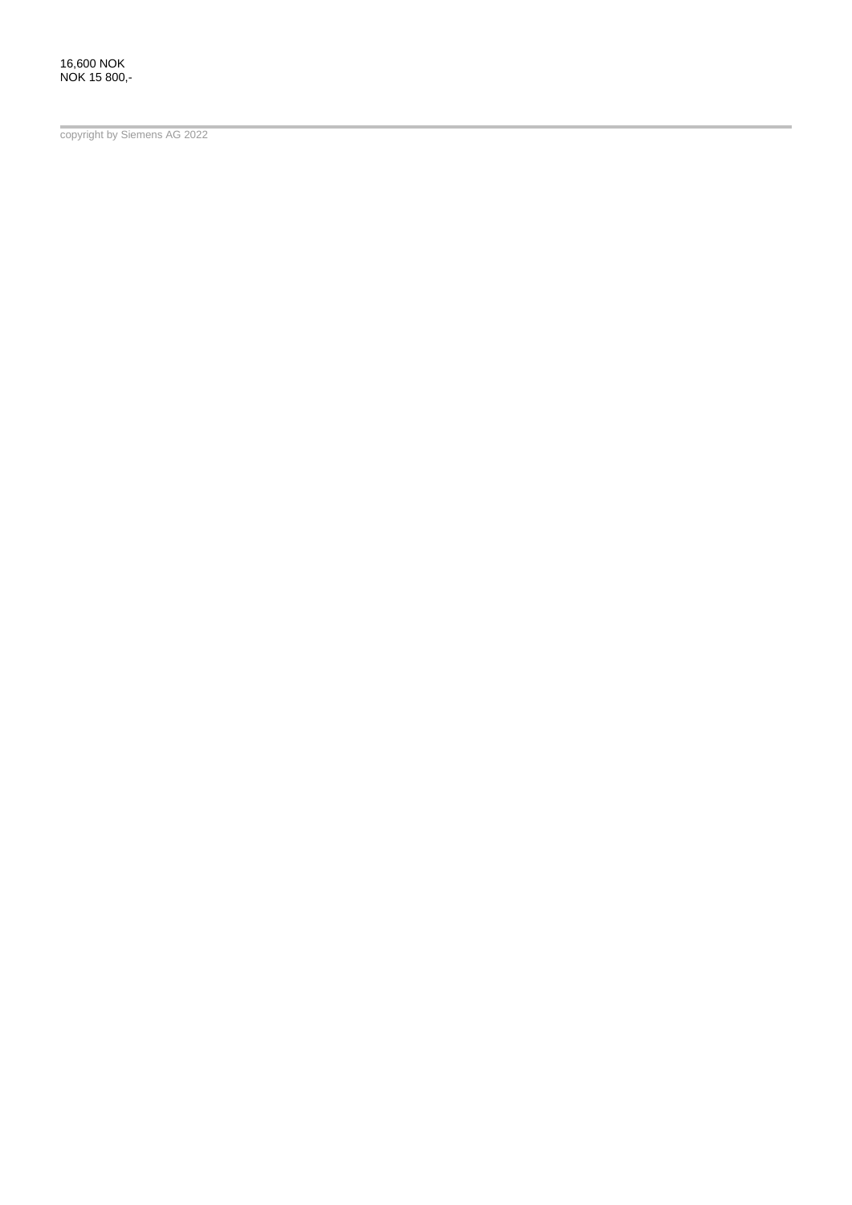16,600 NOK
NOK 15 800,-

copyright by Siemens AG 2022